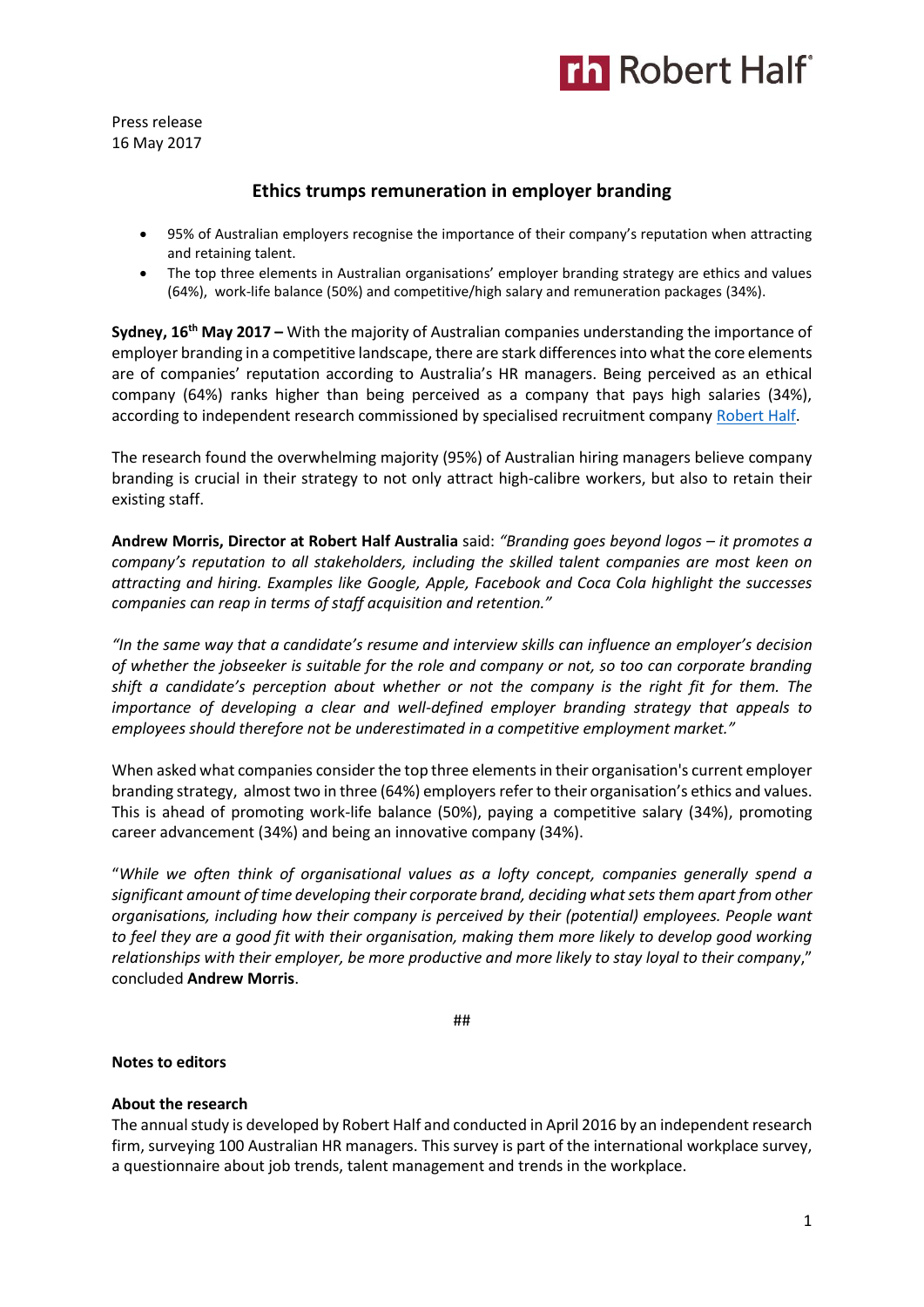Press release
16 May 2017

## Ethics trumps remuneration in employer branding

- 95% of Australian employers recognise the importance of their company's reputation when attracting and retaining talent.
- The top three elements in Australian organisations' employer branding strategy are ethics and values (64%), work-life balance (50%) and competitive/high salary and remuneration packages (34%).

**Sydney, 16th May 2017 –** With the majority of Australian companies understanding the importance of employer branding in a competitive landscape, there are stark differences into what the core elements are of companies' reputation according to Australia's HR managers. Being perceived as an ethical company (64%) ranks higher than being perceived as a company that pays high salaries (34%), according to independent research commissioned by specialised recruitment company Robert Half.

The research found the overwhelming majority (95%) of Australian hiring managers believe company branding is crucial in their strategy to not only attract high-calibre workers, but also to retain their existing staff.

**Andrew Morris, Director at Robert Half Australia** said: *"Branding goes beyond logos – it promotes a company's reputation to all stakeholders, including the skilled talent companies are most keen on attracting and hiring. Examples like Google, Apple, Facebook and Coca Cola highlight the successes companies can reap in terms of staff acquisition and retention."*

*"In the same way that a candidate's resume and interview skills can influence an employer's decision of whether the jobseeker is suitable for the role and company or not, so too can corporate branding shift a candidate's perception about whether or not the company is the right fit for them. The importance of developing a clear and well-defined employer branding strategy that appeals to employees should therefore not be underestimated in a competitive employment market."*

When asked what companies consider the top three elements in their organisation's current employer branding strategy, almost two in three (64%) employers refer to their organisation's ethics and values. This is ahead of promoting work-life balance (50%), paying a competitive salary (34%), promoting career advancement (34%) and being an innovative company (34%).

"*While we often think of organisational values as a lofty concept, companies generally spend a significant amount of time developing their corporate brand, deciding what sets them apart from other organisations, including how their company is perceived by their (potential) employees. People want to feel they are a good fit with their organisation, making them more likely to develop good working relationships with their employer, be more productive and more likely to stay loyal to their company*," concluded **Andrew Morris**.

##

**Notes to editors**

**About the research**
The annual study is developed by Robert Half and conducted in April 2016 by an independent research firm, surveying 100 Australian HR managers. This survey is part of the international workplace survey, a questionnaire about job trends, talent management and trends in the workplace.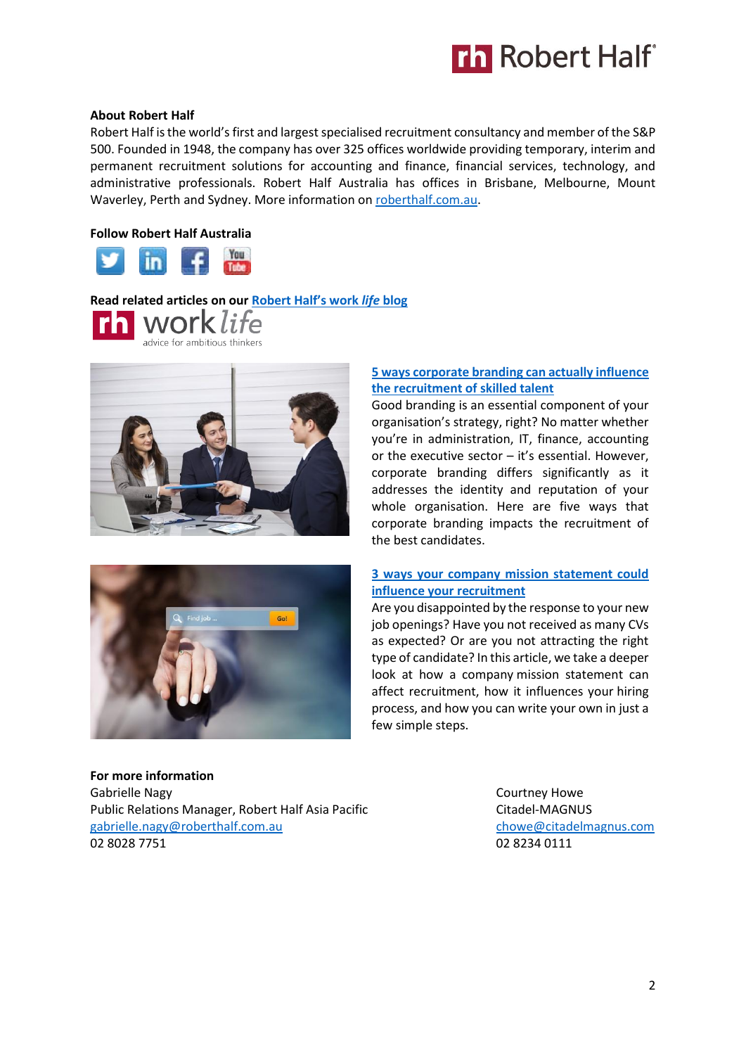**About Robert Half**

Robert Half is the world's first and largest specialised recruitment consultancy and member of the S&P 500. Founded in 1948, the company has over 325 offices worldwide providing temporary, interim and permanent recruitment solutions for accounting and finance, financial services, technology, and administrative professionals. Robert Half Australia has offices in Brisbane, Melbourne, Mount Waverley, Perth and Sydney. More information on roberthalf.com.au.

**Follow Robert Half Australia**

**Read related articles on our Robert Half's work *life* blog**

**5 ways corporate branding can actually influence the recruitment of skilled talent**

Good branding is an essential component of your organisation's strategy, right? No matter whether you're in administration, IT, finance, accounting or the executive sector – it's essential. However, corporate branding differs significantly as it addresses the identity and reputation of your whole organisation. Here are five ways that corporate branding impacts the recruitment of the best candidates.

**3 ways your company mission statement could influence your recruitment**

Are you disappointed by the response to your new job openings? Have you not received as many CVs as expected? Or are you not attracting the right type of candidate? In this article, we take a deeper look at how a company mission statement can affect recruitment, how it influences your hiring process, and how you can write your own in just a few simple steps.

**For more information**

Gabrielle Nagy
Public Relations Manager, Robert Half Asia Pacific
gabrielle.nagy@roberthalf.com.au
02 8028 7751

Courtney Howe
Citadel-MAGNUS
chowe@citadelmagnus.com
02 8234 0111